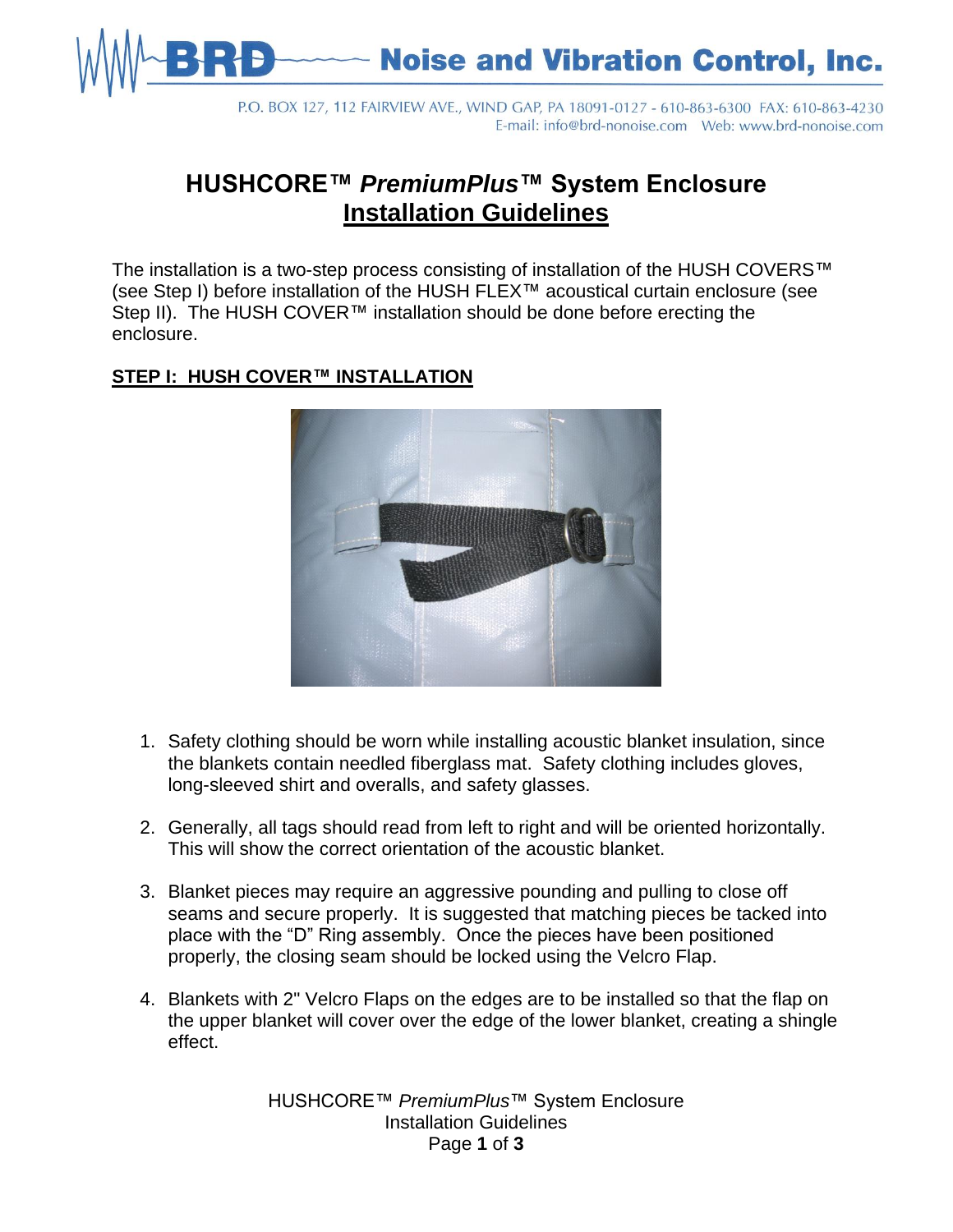BRD Noise and Vibration Control, Inc.

P.O. BOX 127, 112 FAIRVIEW AVE., WIND GAP, PA 18091-0127 - 610-863-6300 FAX: 610-863-4230
E-mail: info@brd-nonoise.com Web: www.brd-nonoise.com

# HUSHCORE™ *PremiumPlus*™ System Enclosure
## Installation Guidelines

The installation is a two-step process consisting of installation of the HUSH COVERS™ (see Step I) before installation of the HUSH FLEX™ acoustical curtain enclosure (see Step II). The HUSH COVER™ installation should be done before erecting the enclosure.

### STEP I: HUSH COVER™ INSTALLATION

1. Safety clothing should be worn while installing acoustic blanket insulation, since the blankets contain needled fiberglass mat. Safety clothing includes gloves, long-sleeved shirt and overalls, and safety glasses.

2. Generally, all tags should read from left to right and will be oriented horizontally. This will show the correct orientation of the acoustic blanket.

3. Blanket pieces may require an aggressive pounding and pulling to close off seams and secure properly. It is suggested that matching pieces be tacked into place with the "D" Ring assembly. Once the pieces have been positioned properly, the closing seam should be locked using the Velcro Flap.

4. Blankets with 2" Velcro Flaps on the edges are to be installed so that the flap on the upper blanket will cover over the edge of the lower blanket, creating a shingle effect.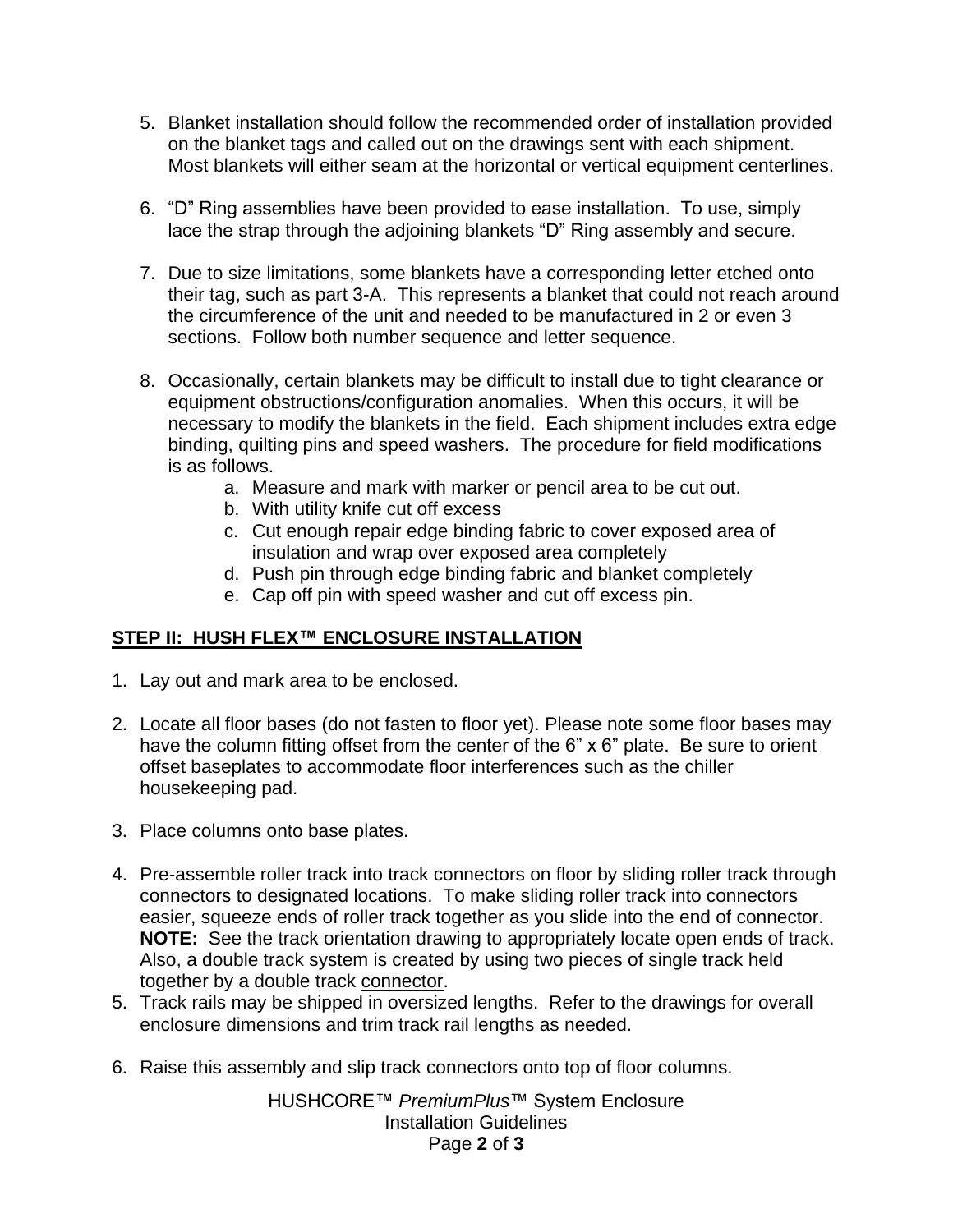5. Blanket installation should follow the recommended order of installation provided on the blanket tags and called out on the drawings sent with each shipment. Most blankets will either seam at the horizontal or vertical equipment centerlines.

6. "D" Ring assemblies have been provided to ease installation. To use, simply lace the strap through the adjoining blankets "D" Ring assembly and secure.

7. Due to size limitations, some blankets have a corresponding letter etched onto their tag, such as part 3-A. This represents a blanket that could not reach around the circumference of the unit and needed to be manufactured in 2 or even 3 sections. Follow both number sequence and letter sequence.

8. Occasionally, certain blankets may be difficult to install due to tight clearance or equipment obstructions/configuration anomalies. When this occurs, it will be necessary to modify the blankets in the field. Each shipment includes extra edge binding, quilting pins and speed washers. The procedure for field modifications is as follows.
   a. Measure and mark with marker or pencil area to be cut out.
   b. With utility knife cut off excess
   c. Cut enough repair edge binding fabric to cover exposed area of insulation and wrap over exposed area completely
   d. Push pin through edge binding fabric and blanket completely
   e. Cap off pin with speed washer and cut off excess pin.

## STEP II: HUSH FLEX™ ENCLOSURE INSTALLATION

1. Lay out and mark area to be enclosed.

2. Locate all floor bases (do not fasten to floor yet). Please note some floor bases may have the column fitting offset from the center of the 6" x 6" plate. Be sure to orient offset baseplates to accommodate floor interferences such as the chiller housekeeping pad.

3. Place columns onto base plates.

4. Pre-assemble roller track into track connectors on floor by sliding roller track through connectors to designated locations. To make sliding roller track into connectors easier, squeeze ends of roller track together as you slide into the end of connector. **NOTE:** See the track orientation drawing to appropriately locate open ends of track. Also, a double track system is created by using two pieces of single track held together by a double track connector.
5. Track rails may be shipped in oversized lengths. Refer to the drawings for overall enclosure dimensions and trim track rail lengths as needed.

6. Raise this assembly and slip track connectors onto top of floor columns.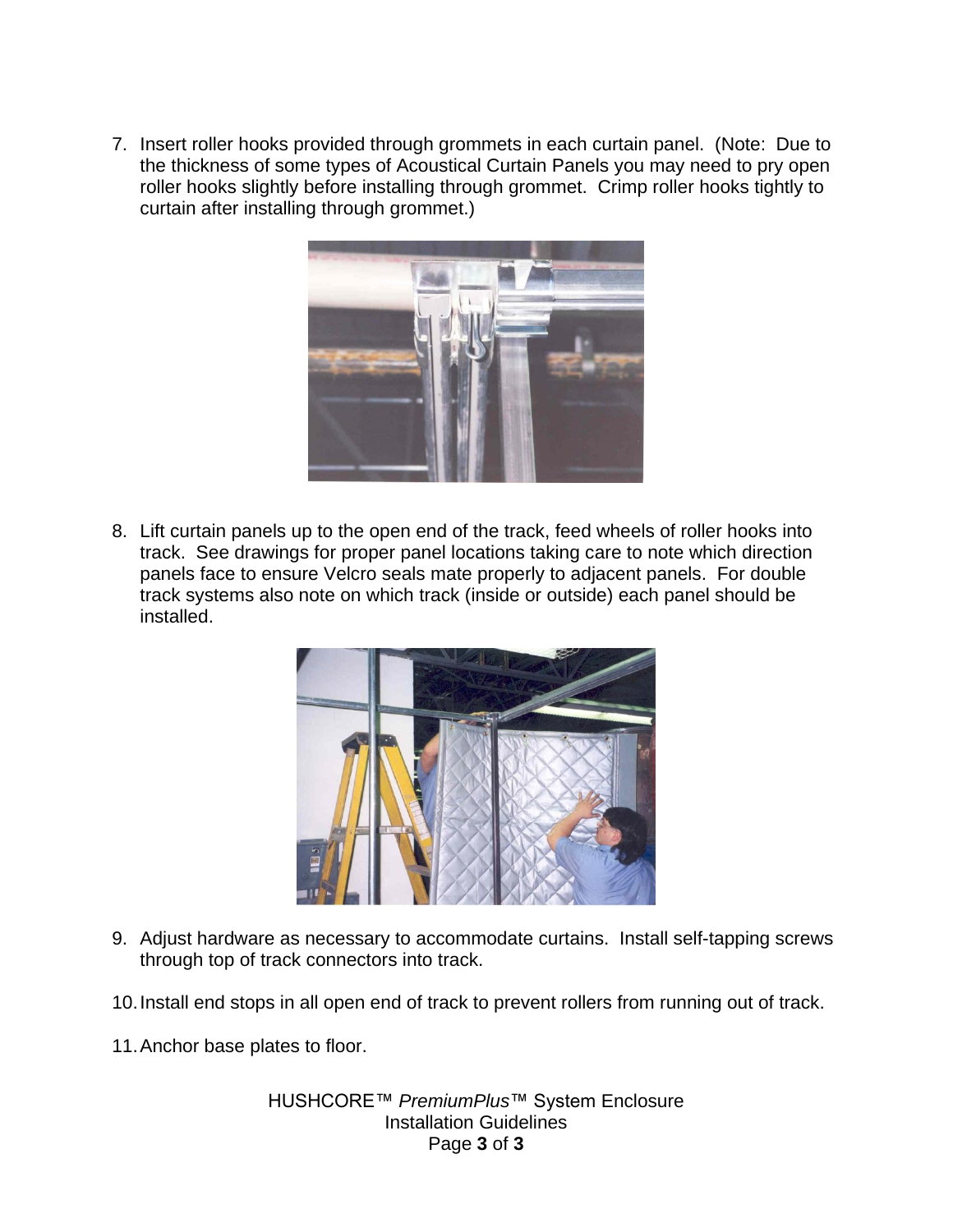7. Insert roller hooks provided through grommets in each curtain panel. (Note: Due to the thickness of some types of Acoustical Curtain Panels you may need to pry open roller hooks slightly before installing through grommet. Crimp roller hooks tightly to curtain after installing through grommet.)

8. Lift curtain panels up to the open end of the track, feed wheels of roller hooks into track. See drawings for proper panel locations taking care to note which direction panels face to ensure Velcro seals mate properly to adjacent panels. For double track systems also note on which track (inside or outside) each panel should be installed.

9. Adjust hardware as necessary to accommodate curtains. Install self-tapping screws through top of track connectors into track.

10. Install end stops in all open end of track to prevent rollers from running out of track.

11. Anchor base plates to floor.